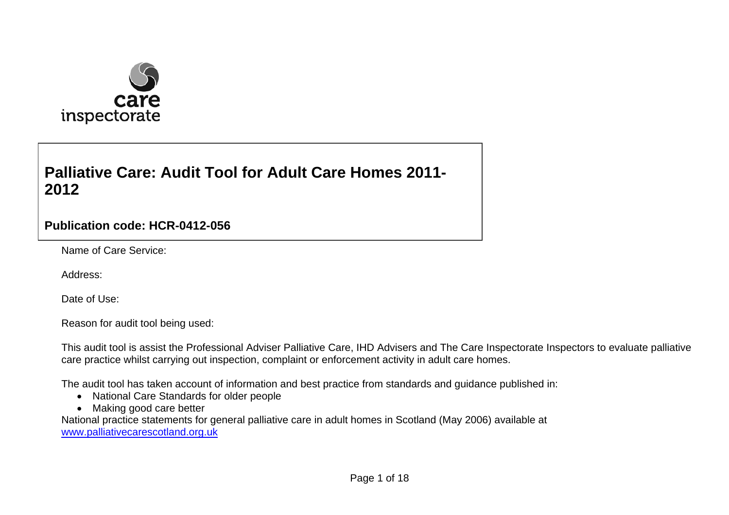care inspectorate

# Palliative Care: Audit Tool for Adult Care Homes 2011-2012

**Publication code: HCR-0412-056**

Name of Care Service:

Address:

Date of Use:

Reason for audit tool being used:

This audit tool is assist the Professional Adviser Palliative Care, IHD Advisers and The Care Inspectorate Inspectors to evaluate palliative care practice whilst carrying out inspection, complaint or enforcement activity in adult care homes.

The audit tool has taken account of information and best practice from standards and guidance published in:

- National Care Standards for older people
- Making good care better

National practice statements for general palliative care in adult homes in Scotland (May 2006) available at www.palliativecarescotland.org.uk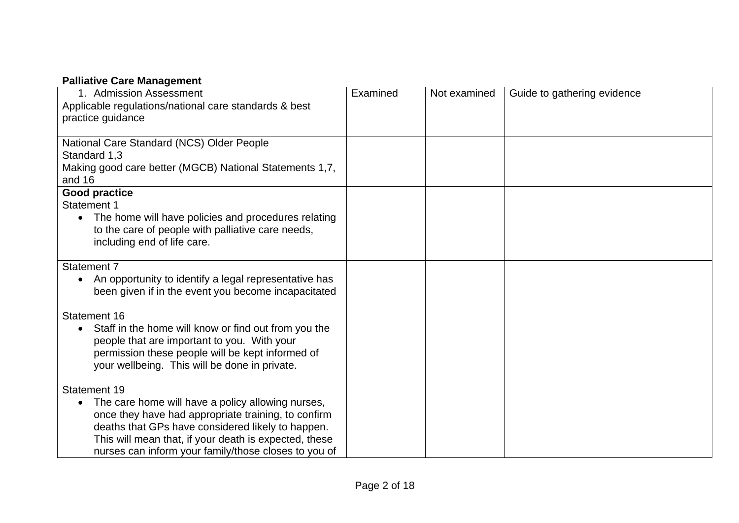**Palliative Care Management**

| 1. Admission Assessment<br>Applicable regulations/national care standards & best practice guidance | Examined | Not examined | Guide to gathering evidence |
|---|---|---|---|
| National Care Standard (NCS) Older People<br>Standard 1,3<br>Making good care better (MGCB) National Statements 1,7, and 16 | | | |
| **Good practice**<br>Statement 1<br>• The home will have policies and procedures relating to the care of people with palliative care needs, including end of life care. | | | |
| Statement 7<br>• An opportunity to identify a legal representative has been given if in the event you become incapacitated<br><br>Statement 16<br>• Staff in the home will know or find out from you the people that are important to you. With your permission these people will be kept informed of your wellbeing. This will be done in private.<br><br>Statement 19<br>• The care home will have a policy allowing nurses, once they have had appropriate training, to confirm deaths that GPs have considered likely to happen. This will mean that, if your death is expected, these nurses can inform your family/those closes to you of | | | |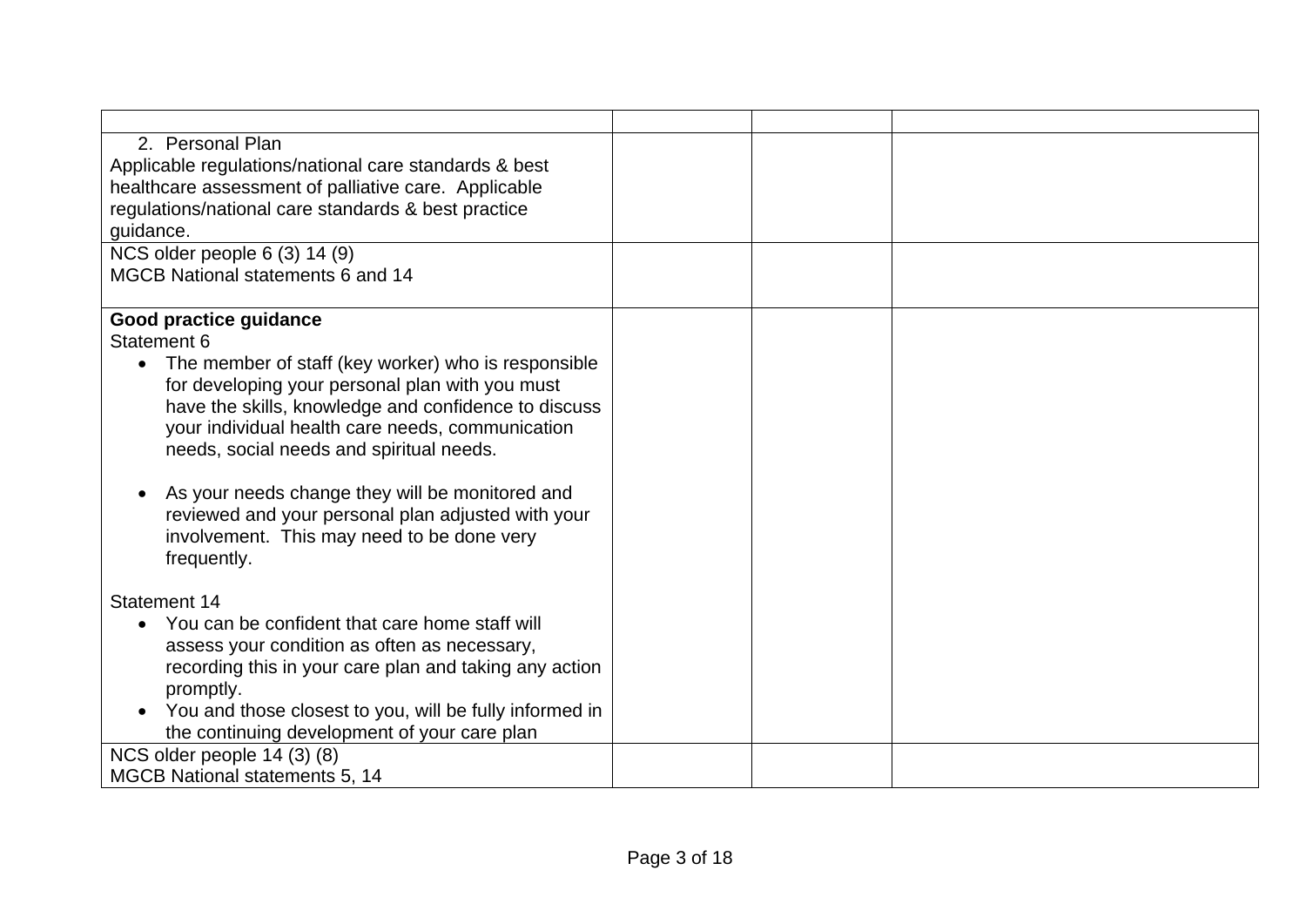| | | | |
|---|---|---|---|
| 2. Personal Plan<br>Applicable regulations/national care standards & best healthcare assessment of palliative care. Applicable regulations/national care standards & best practice guidance. | | | |
| NCS older people 6 (3) 14 (9)<br>MGCB National statements 6 and 14 | | | |
| **Good practice guidance**<br>Statement 6<br>• The member of staff (key worker) who is responsible for developing your personal plan with you must have the skills, knowledge and confidence to discuss your individual health care needs, communication needs, social needs and spiritual needs.<br><br>• As your needs change they will be monitored and reviewed and your personal plan adjusted with your involvement. This may need to be done very frequently.<br><br>Statement 14<br>• You can be confident that care home staff will assess your condition as often as necessary, recording this in your care plan and taking any action promptly.<br>• You and those closest to you, will be fully informed in the continuing development of your care plan | | | |
| NCS older people 14 (3) (8)<br>MGCB National statements 5, 14 | | | |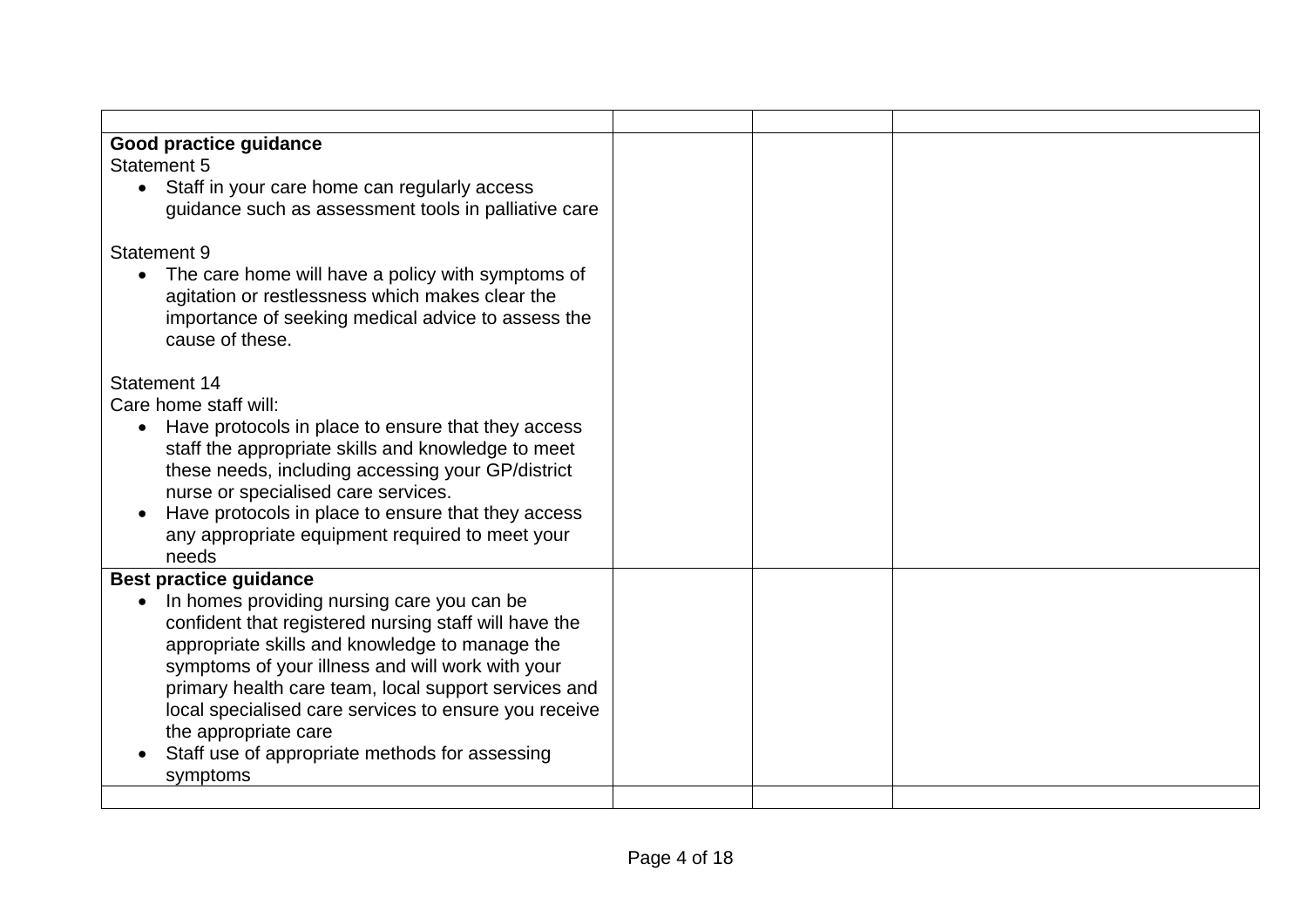| | | | |
|---|---|---|---|
| **Good practice guidance**<br>Statement 5<br>• Staff in your care home can regularly access guidance such as assessment tools in palliative care<br><br>Statement 9<br>• The care home will have a policy with symptoms of agitation or restlessness which makes clear the importance of seeking medical advice to assess the cause of these.<br><br>Statement 14<br>Care home staff will:<br>• Have protocols in place to ensure that they access staff the appropriate skills and knowledge to meet these needs, including accessing your GP/district nurse or specialised care services.<br>• Have protocols in place to ensure that they access any appropriate equipment required to meet your needs | | | |
| **Best practice guidance**<br>• In homes providing nursing care you can be confident that registered nursing staff will have the appropriate skills and knowledge to manage the symptoms of your illness and will work with your primary health care team, local support services and local specialised care services to ensure you receive the appropriate care<br>• Staff use of appropriate methods for assessing symptoms | | | |
| | | | |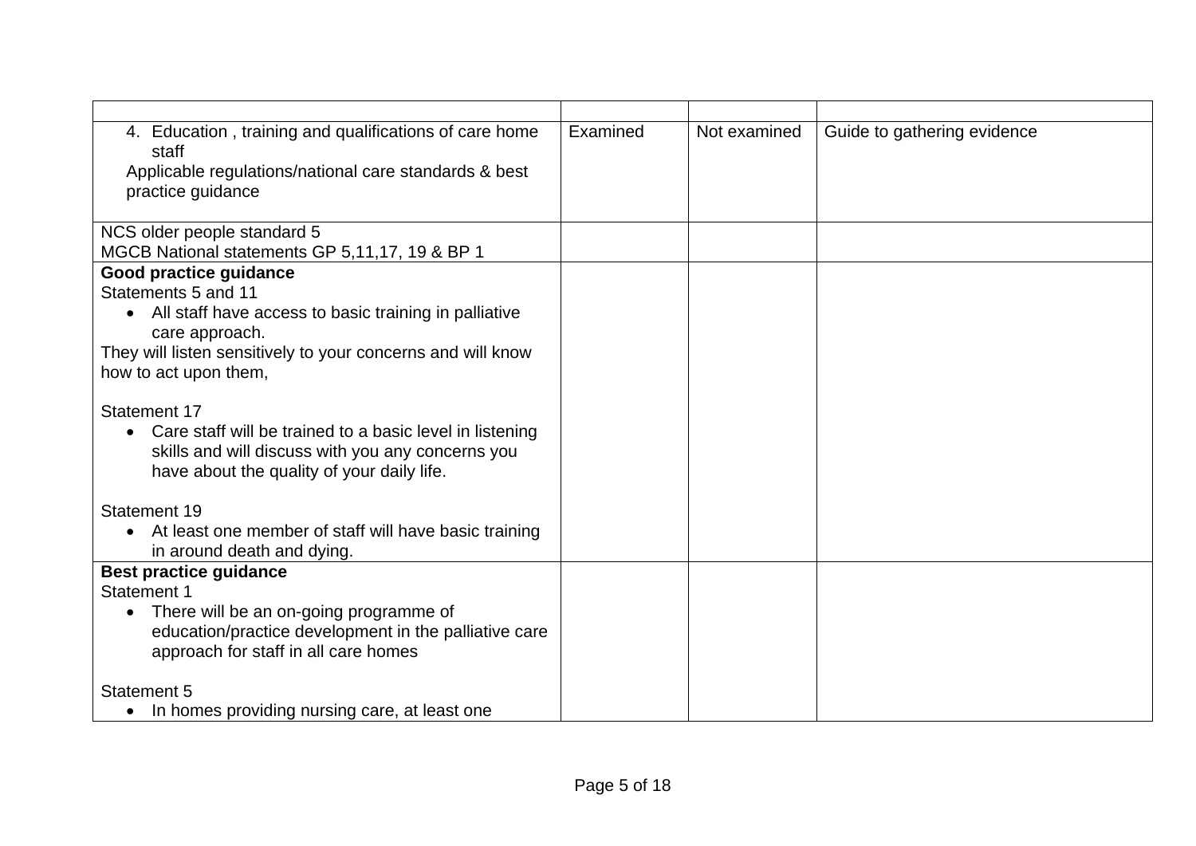| | | | |
|---|---|---|---|
| 4. Education , training and qualifications of care home staff<br>Applicable regulations/national care standards & best practice guidance | Examined | Not examined | Guide to gathering evidence |
| NCS older people standard 5<br>MGCB National statements GP 5,11,17, 19 & BP 1 | | | |
| **Good practice guidance**<br>Statements 5 and 11<br>• All staff have access to basic training in palliative care approach.<br>They will listen sensitively to your concerns and will know how to act upon them,<br><br>Statement 17<br>• Care staff will be trained to a basic level in listening skills and will discuss with you any concerns you have about the quality of your daily life.<br><br>Statement 19<br>• At least one member of staff will have basic training in around death and dying. | | | |
| **Best practice guidance**<br>Statement 1<br>• There will be an on-going programme of education/practice development in the palliative care approach for staff in all care homes<br><br>Statement 5<br>• In homes providing nursing care, at least one | | | |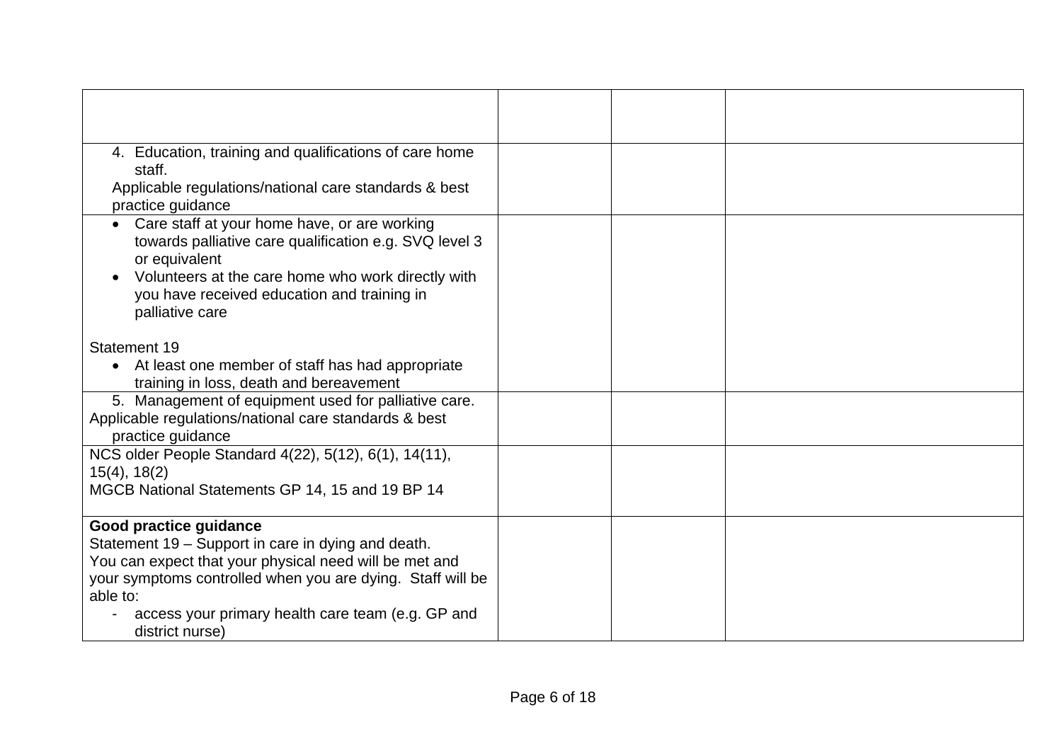| | | | |
|---|---|---|---|
| 4. Education, training and qualifications of care home staff.<br>Applicable regulations/national care standards & best practice guidance | | | |
| • Care staff at your home have, or are working towards palliative care qualification e.g. SVQ level 3 or equivalent<br>• Volunteers at the care home who work directly with you have received education and training in palliative care<br><br>Statement 19<br>• At least one member of staff has had appropriate training in loss, death and bereavement | | | |
| 5. Management of equipment used for palliative care.<br>Applicable regulations/national care standards & best practice guidance | | | |
| NCS older People Standard 4(22), 5(12), 6(1), 14(11), 15(4), 18(2)<br>MGCB National Statements GP 14, 15 and 19 BP 14 | | | |
| **Good practice guidance**<br>Statement 19 – Support in care in dying and death.<br>You can expect that your physical need will be met and your symptoms controlled when you are dying. Staff will be able to:<br>- access your primary health care team (e.g. GP and district nurse) | | | |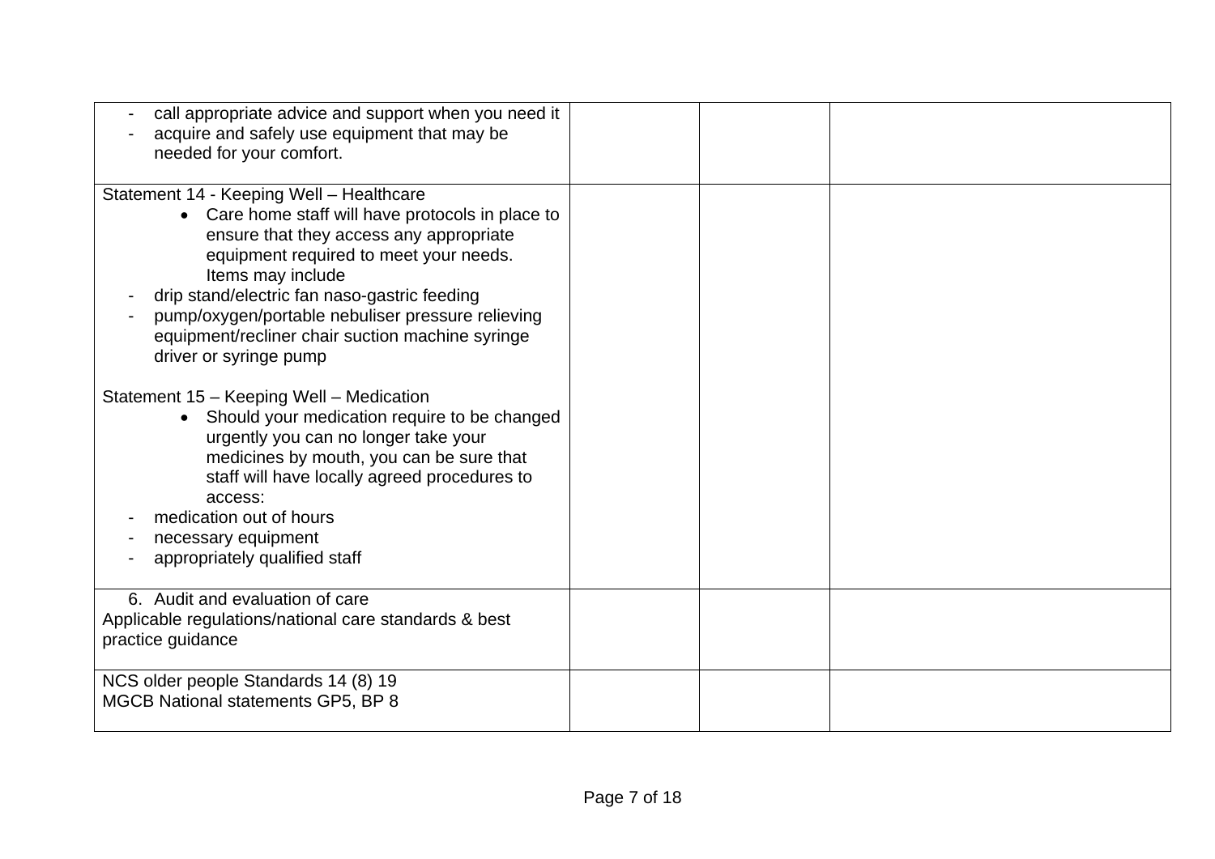| | | | |
|---|---|---|---|
| - call appropriate advice and support when you need it<br>- acquire and safely use equipment that may be needed for your comfort. | | | |
| Statement 14 - Keeping Well – Healthcare<br>• Care home staff will have protocols in place to ensure that they access any appropriate equipment required to meet your needs. Items may include<br>- drip stand/electric fan naso-gastric feeding<br>- pump/oxygen/portable nebuliser pressure relieving equipment/recliner chair suction machine syringe driver or syringe pump<br><br>Statement 15 – Keeping Well – Medication<br>• Should your medication require to be changed urgently you can no longer take your medicines by mouth, you can be sure that staff will have locally agreed procedures to access:<br>- medication out of hours<br>- necessary equipment<br>- appropriately qualified staff | | | |
| 6. Audit and evaluation of care<br>Applicable regulations/national care standards & best practice guidance | | | |
| NCS older people Standards 14 (8) 19<br>MGCB National statements GP5, BP 8 | | | |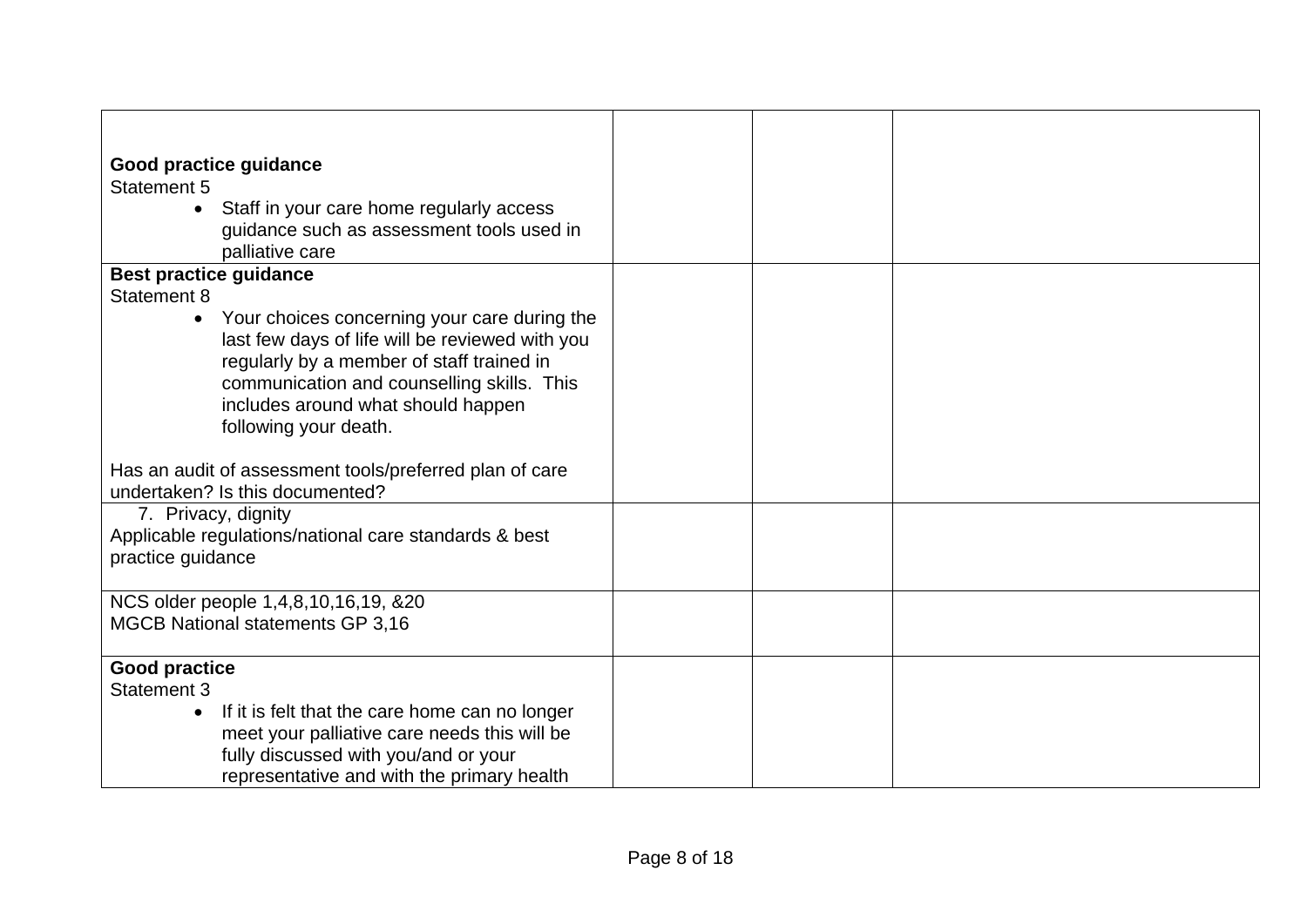| | | | |
|---|---|---|---|
| **Good practice guidance**<br>Statement 5<br>• Staff in your care home regularly access guidance such as assessment tools used in palliative care | | | |
| **Best practice guidance**<br>Statement 8<br>• Your choices concerning your care during the last few days of life will be reviewed with you regularly by a member of staff trained in communication and counselling skills. This includes around what should happen following your death.<br><br>Has an audit of assessment tools/preferred plan of care undertaken? Is this documented? | | | |
| 7. Privacy, dignity<br>Applicable regulations/national care standards & best practice guidance | | | |
| NCS older people 1,4,8,10,16,19, &20<br>MGCB National statements GP 3,16 | | | |
| **Good practice**<br>Statement 3<br>• If it is felt that the care home can no longer meet your palliative care needs this will be fully discussed with you/and or your representative and with the primary health | | | |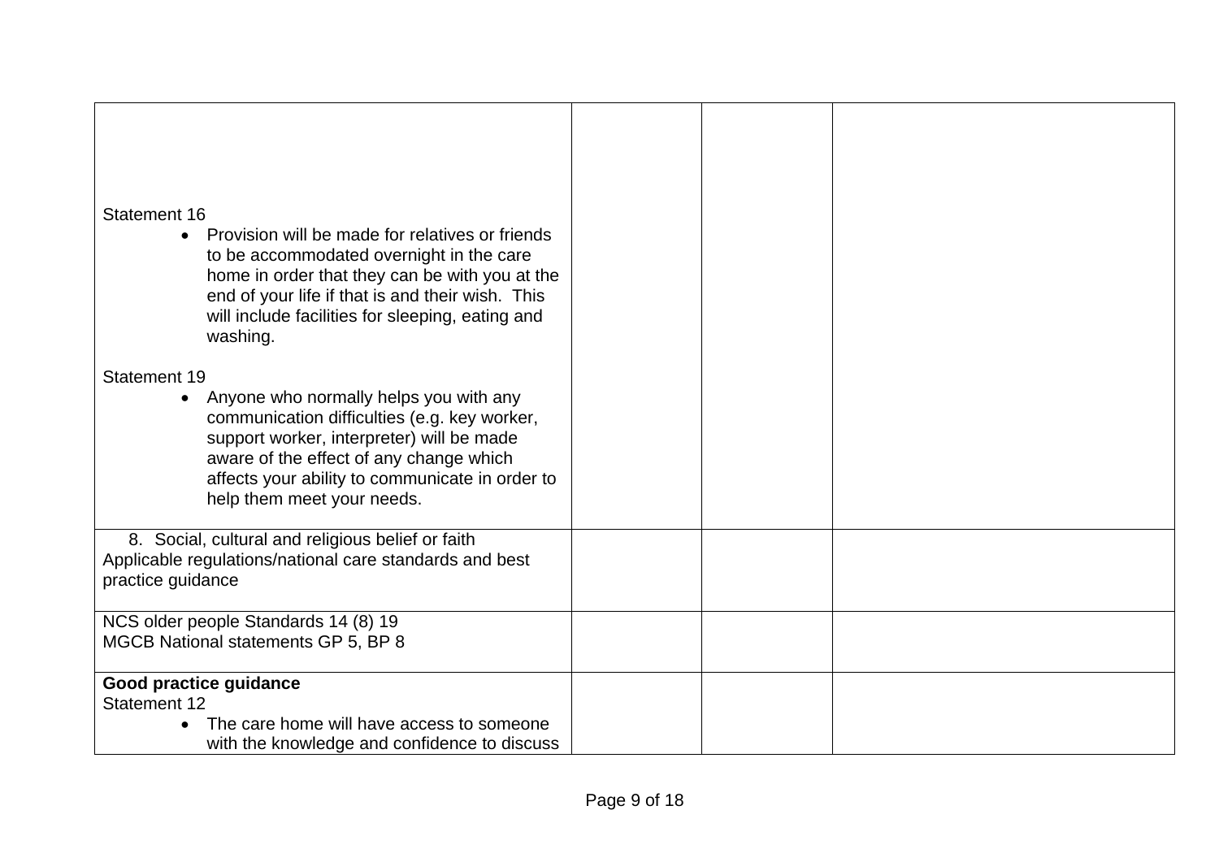| | | | |
|---|---|---|---|
| Statement 16<br>• Provision will be made for relatives or friends to be accommodated overnight in the care home in order that they can be with you at the end of your life if that is and their wish. This will include facilities for sleeping, eating and washing.<br><br>Statement 19<br>• Anyone who normally helps you with any communication difficulties (e.g. key worker, support worker, interpreter) will be made aware of the effect of any change which affects your ability to communicate in order to help them meet your needs. | | | |
| 8. Social, cultural and religious belief or faith<br>Applicable regulations/national care standards and best practice guidance | | | |
| NCS older people Standards 14 (8) 19<br>MGCB National statements GP 5, BP 8 | | | |
| **Good practice guidance**<br>Statement 12<br>• The care home will have access to someone with the knowledge and confidence to discuss | | | |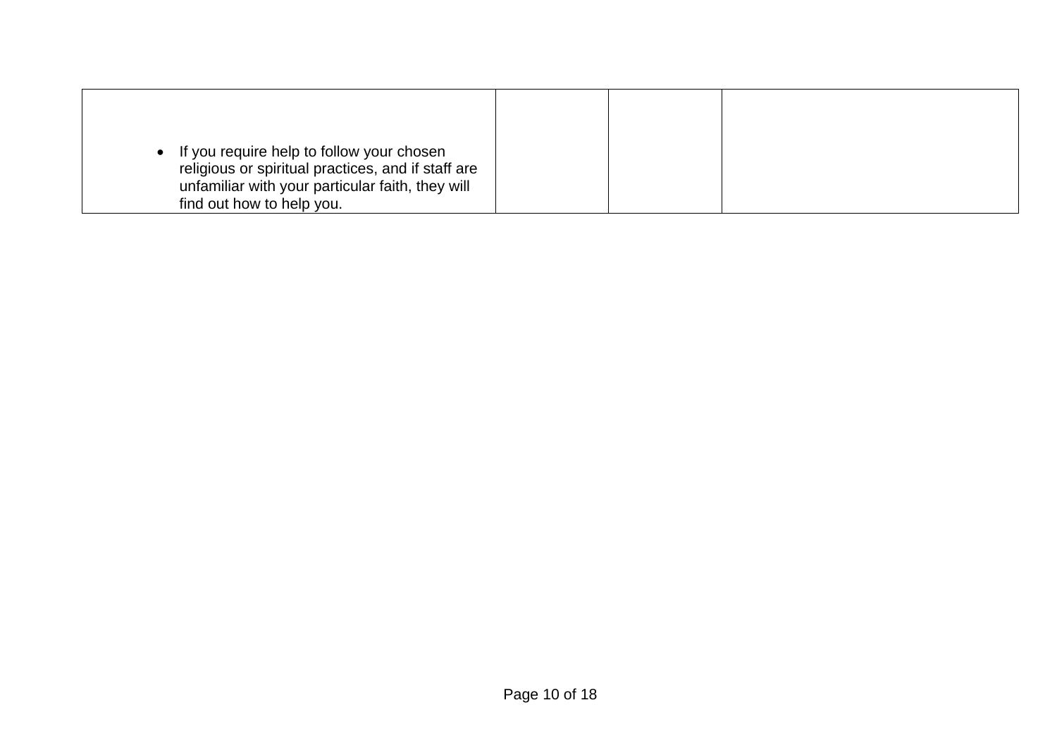| | | | |
|---|---|---|---|
| • If you require help to follow your chosen religious or spiritual practices, and if staff are unfamiliar with your particular faith, they will find out how to help you. | | | |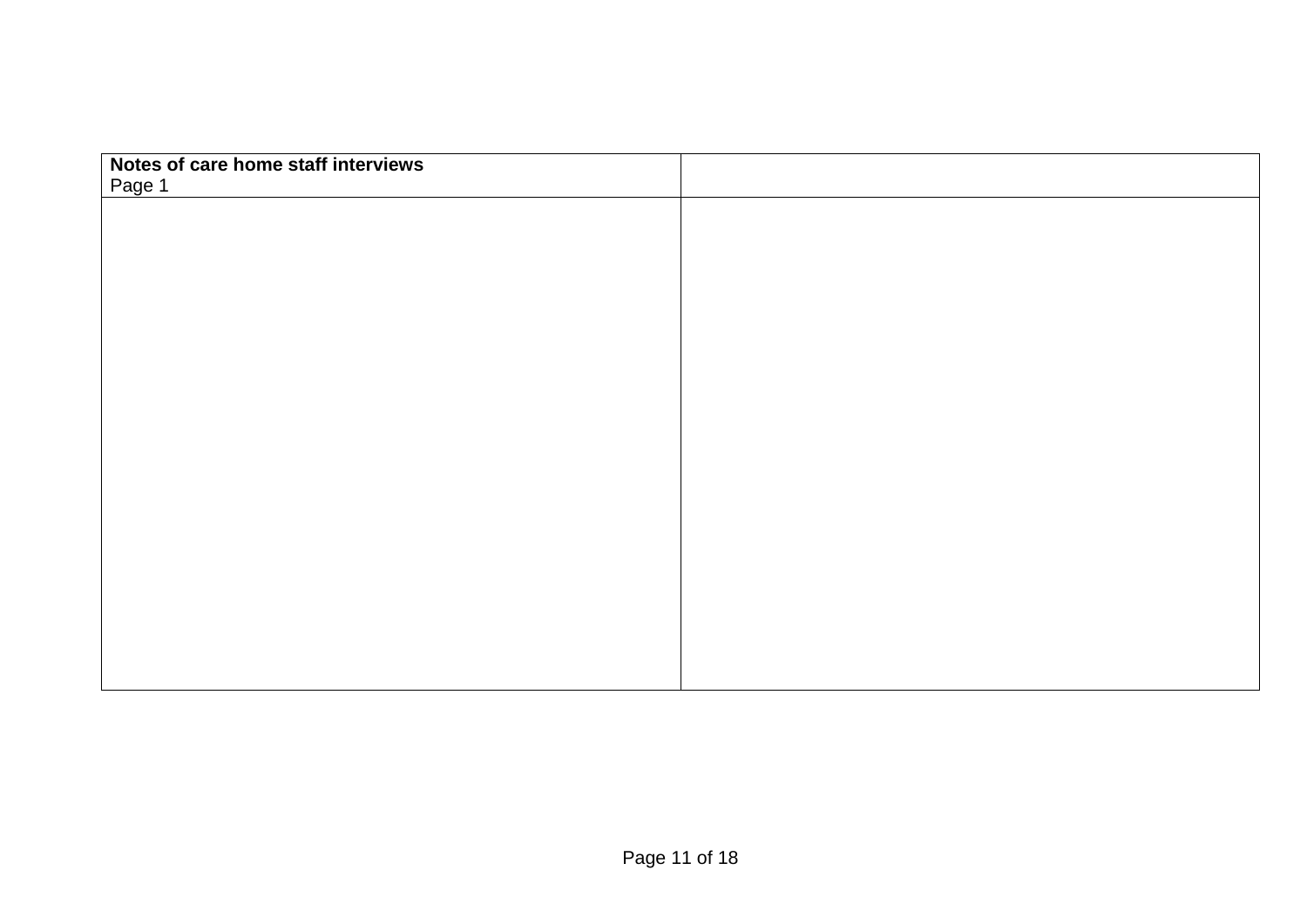| **Notes of care home staff interviews**<br>Page 1 | |
|---|---|
| | |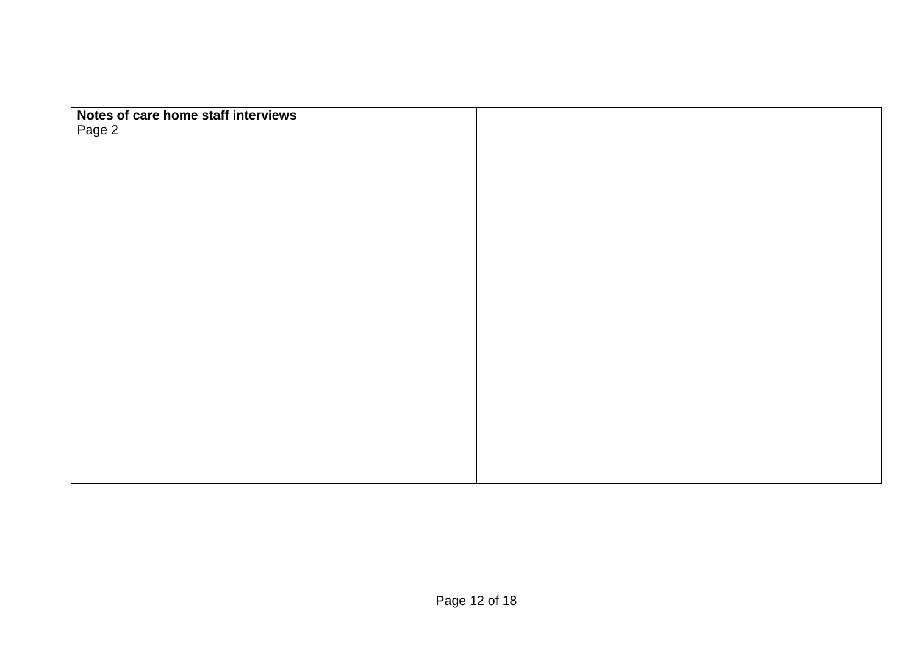| **Notes of care home staff interviews**<br>Page 2 | |
|---|---|
| | |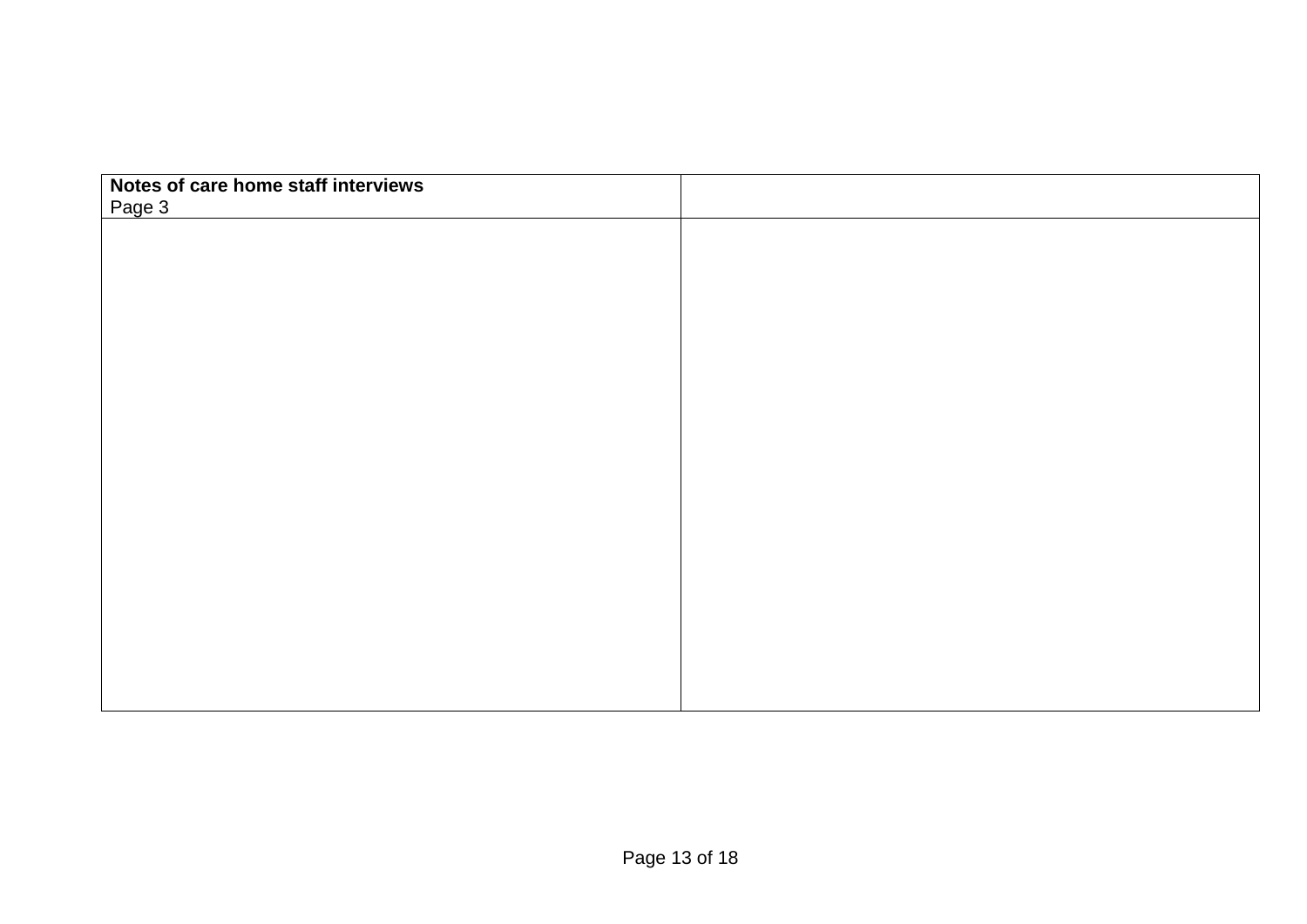| **Notes of care home staff interviews**<br>Page 3 | |
| --- | --- |
| | |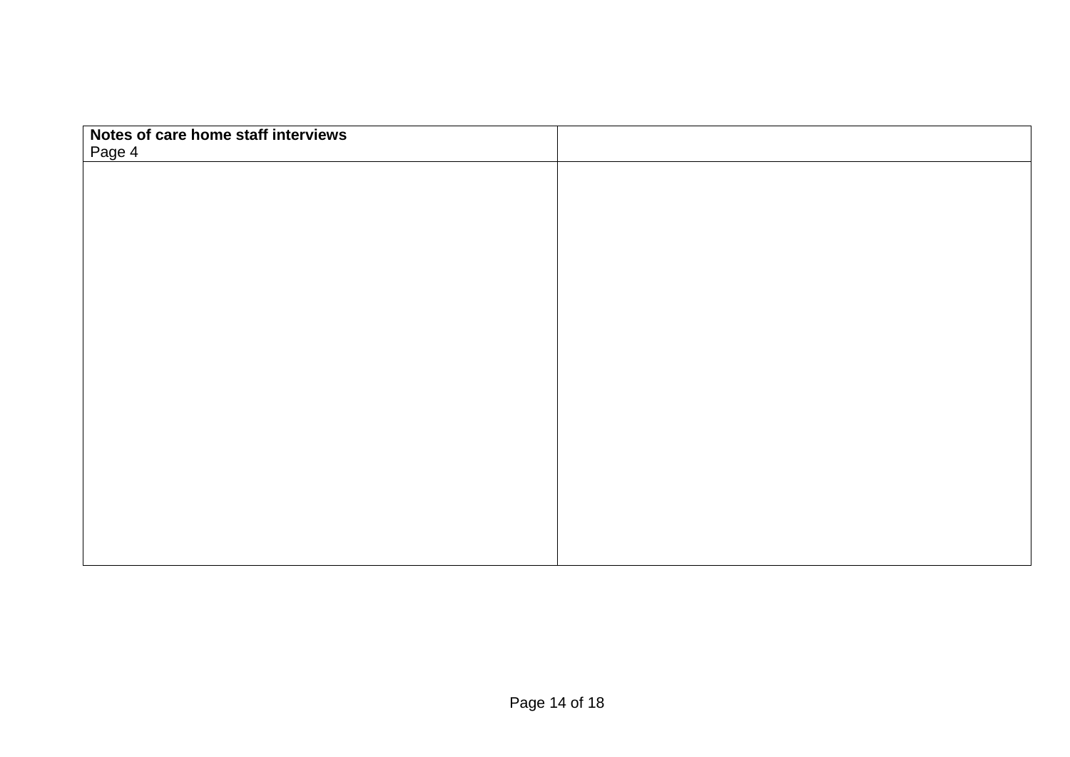| **Notes of care home staff interviews**<br>Page 4 | |
|---|---|
| | |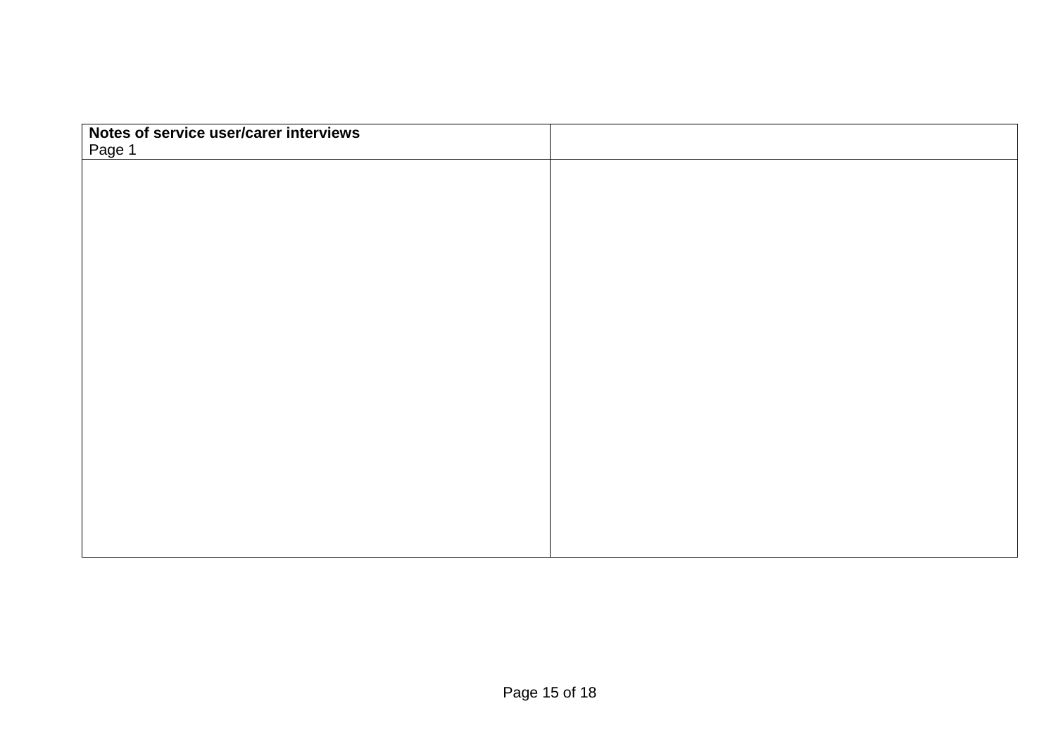| **Notes of service user/carer interviews**<br>Page 1 | |
| --- | --- |
| | |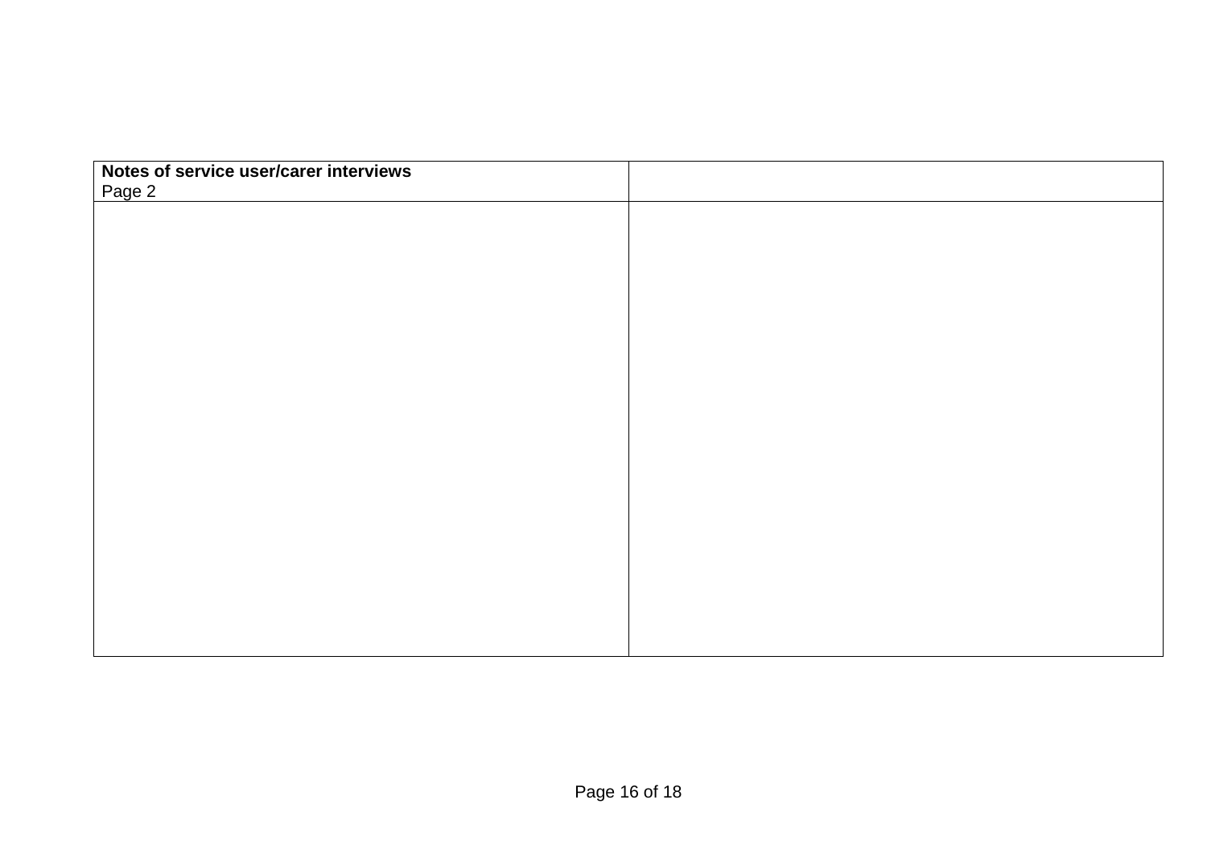| **Notes of service user/carer interviews**<br>Page 2 | |
|---|---|
| | |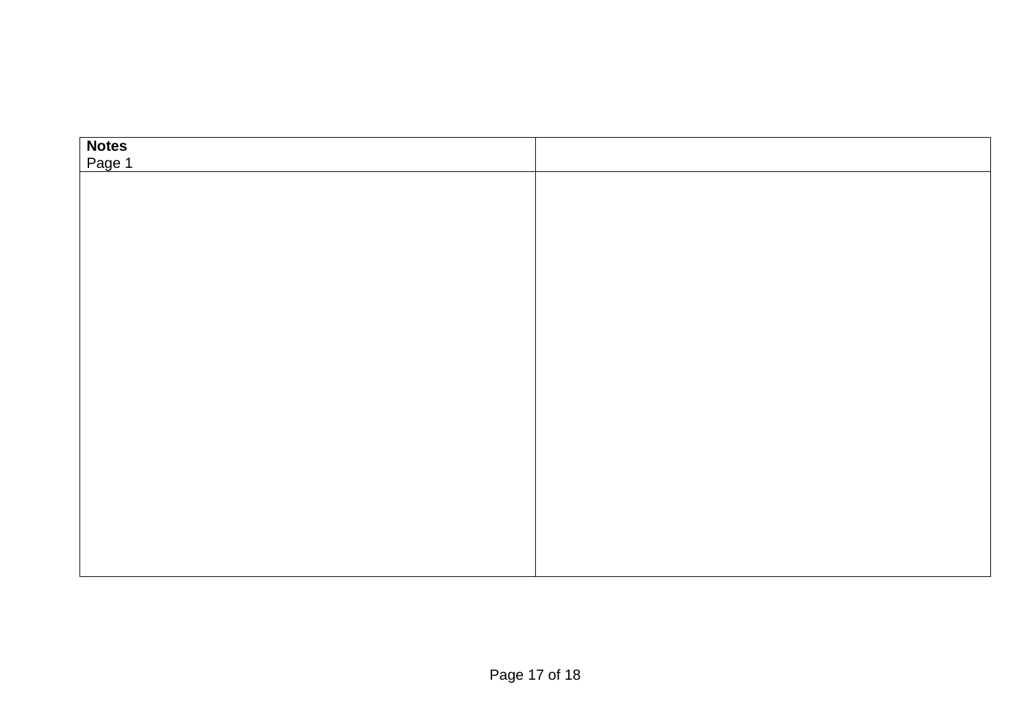| **Notes**<br>Page 1 | |
|---|---|
| | |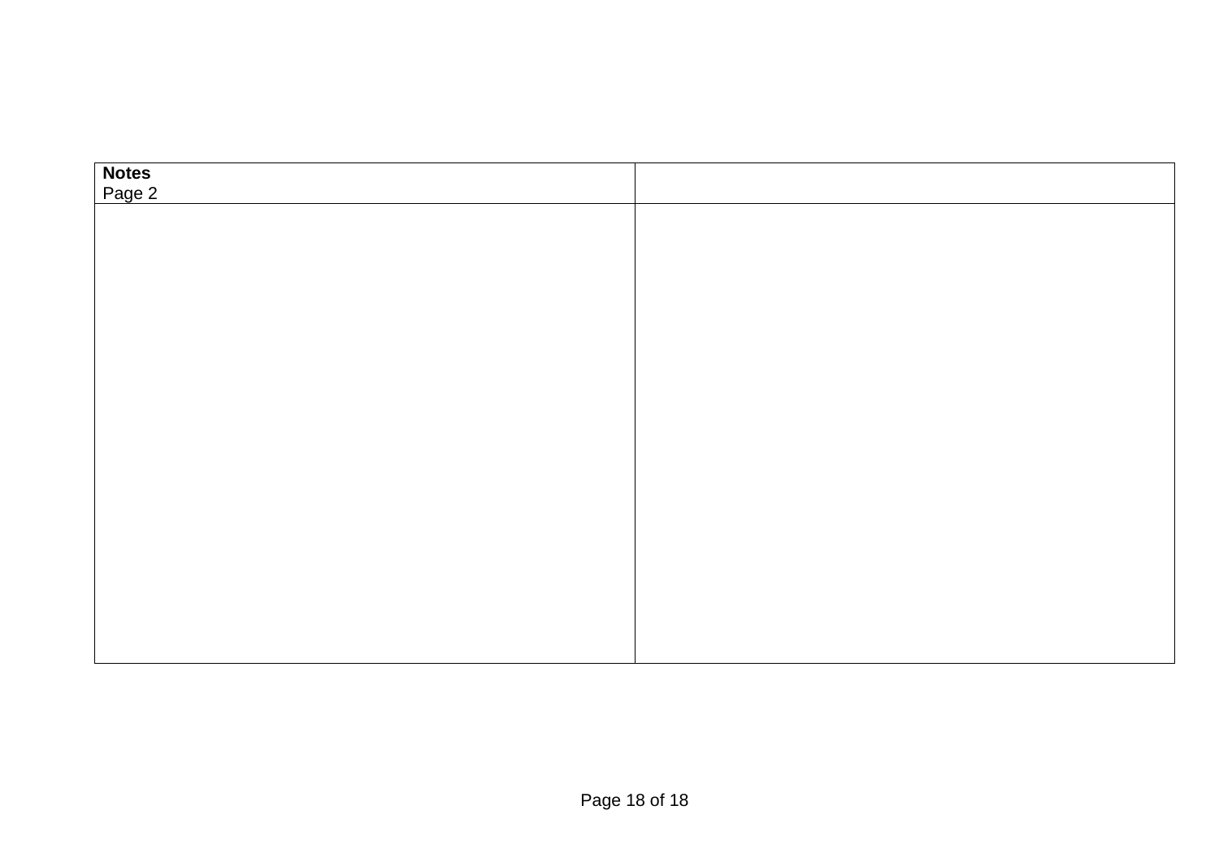| **Notes**<br>Page 2 | |
|---|---|
| | |